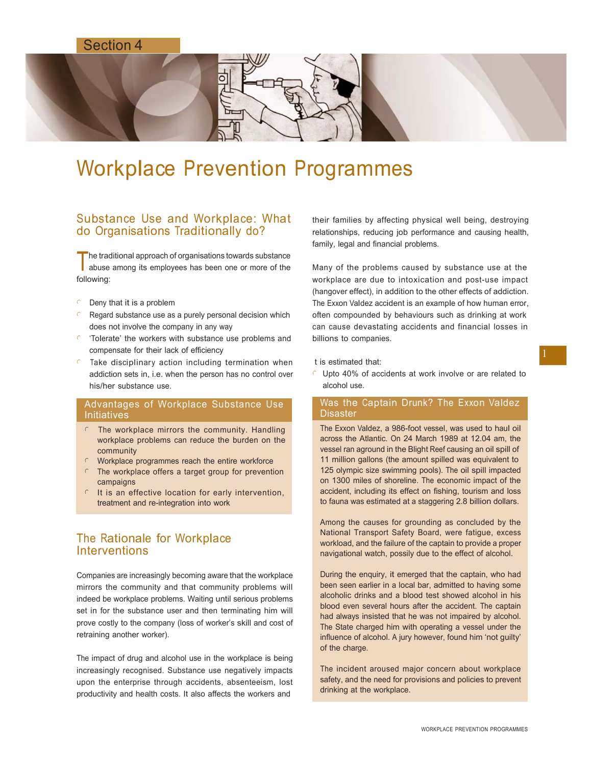# Workplace Prevention Programmes

## Substance Use and Workplace: What do Organisations Traditionally do?

The traditional approach of organisations towards substance abuse among its employees has been one or more of the following:

- Deny that it is a problem
- Regard substance use as a purely personal decision which does not involve the company in any way
- 'Tolerate' the workers with substance use problems and compensate for their lack of efficiency
- Take disciplinary action including termination when addiction sets in, i.e. when the person has no control over his/her substance use.

### Advantages of Workplace Substance Use Initiatives

- The workplace mirrors the community. Handling workplace problems can reduce the burden on the community
- Workplace programmes reach the entire workforce
- The workplace offers a target group for prevention campaigns
- It is an effective location for early intervention, treatment and re-integration into work

## The Rationale for Workplace Interventions

Companies are increasingly becoming aware that the workplace mirrors the community and that community problems will indeed be workplace problems. Waiting until serious problems set in for the substance user and then terminating him will prove costly to the company (loss of worker's skill and cost of retraining another worker).

The impact of drug and alcohol use in the workplace is being increasingly recognised. Substance use negatively impacts upon the enterprise through accidents, absenteeism, lost productivity and health costs. It also affects the workers and their families by affecting physical well being, destroying relationships, reducing job performance and causing health, family, legal and financial problems.

Many of the problems caused by substance use at the workplace are due to intoxication and post-use impact (hangover effect), in addition to the other effects of addiction. The Exxon Valdez accident is an example of how human error, often compounded by behaviours such as drinking at work can cause devastating accidents and financial losses in billions to companies.

t is estimated that:

- Upto 40% of accidents at work involve or are related to alcohol use.

### Was the Captain Drunk? The Exxon Valdez Disaster

The Exxon Valdez, a 986-foot vessel, was used to haul oil across the Atlantic. On 24 March 1989 at 12.04 am, the vessel ran aground in the Blight Reef causing an oil spill of 11 million gallons (the amount spilled was equivalent to 125 olympic size swimming pools). The oil spill impacted on 1300 miles of shoreline. The economic impact of the accident, including its effect on fishing, tourism and loss to fauna was estimated at a staggering 2.8 billion dollars.

Among the causes for grounding as concluded by the National Transport Safety Board, were fatigue, excess workload, and the failure of the captain to provide a proper navigational watch, possily due to the effect of alcohol.

During the enquiry, it emerged that the captain, who had been seen earlier in a local bar, admitted to having some alcoholic drinks and a blood test showed alcohol in his blood even several hours after the accident. The captain had always insisted that he was not impaired by alcohol. The State charged him with operating a vessel under the influence of alcohol. A jury however, found him 'not guilty' of the charge.

The incident aroused major concern about workplace safety, and the need for provisions and policies to prevent drinking at the workplace.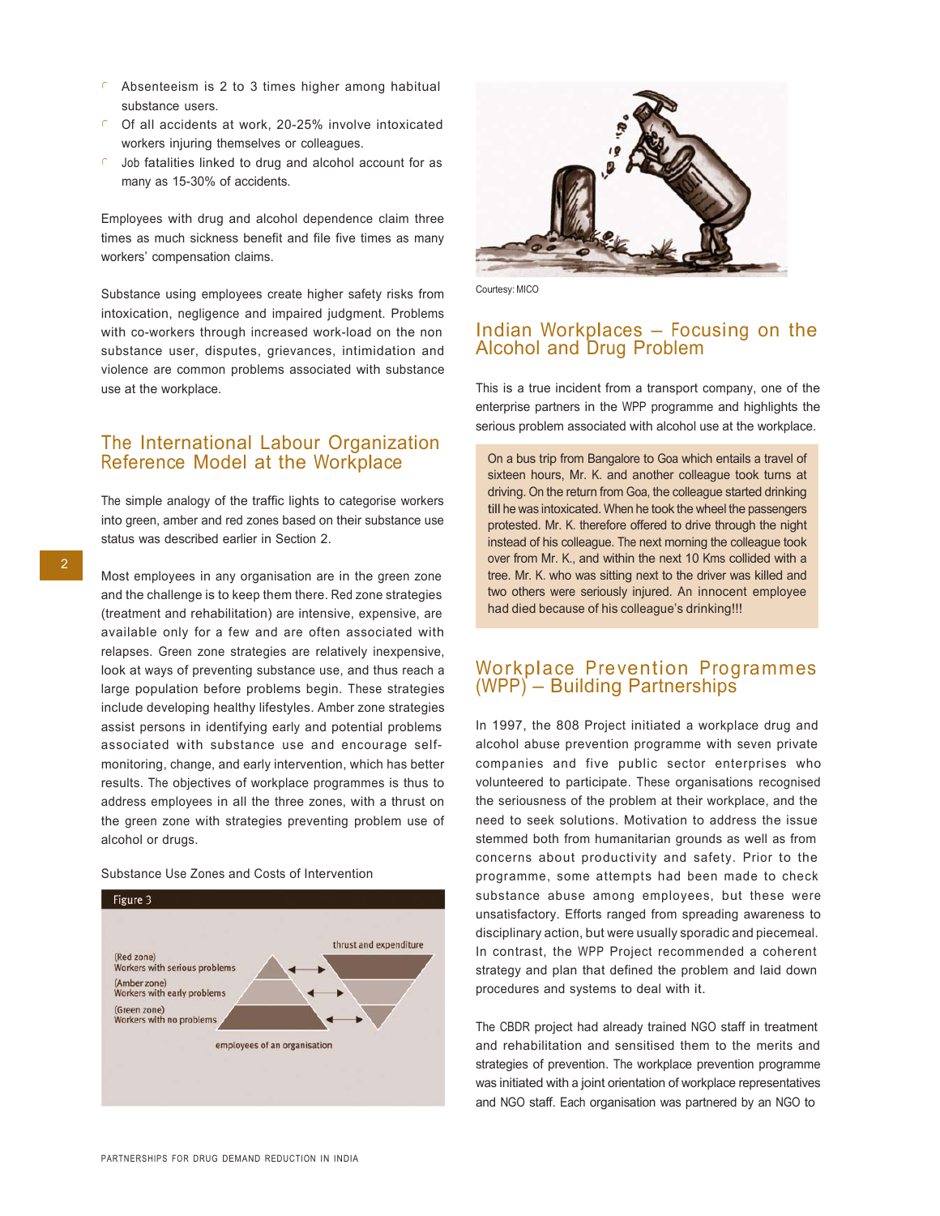- Absenteeism is 2 to 3 times higher among habitual substance users.
- Of all accidents at work, 20-25% involve intoxicated workers injuring themselves or colleagues.
- Job fatalities linked to drug and alcohol account for as many as 15-30% of accidents.

Employees with drug and alcohol dependence claim three times as much sickness benefit and file five times as many workers' compensation claims.

Substance using employees create higher safety risks from intoxication, negligence and impaired judgment. Problems with co-workers through increased work-load on the non substance user, disputes, grievances, intimidation and violence are common problems associated with substance use at the workplace.

## The International Labour Organization Reference Model at the Workplace

The simple analogy of the traffic lights to categorise workers into green, amber and red zones based on their substance use status was described earlier in Section 2.

Most employees in any organisation are in the green zone and the challenge is to keep them there. Red zone strategies (treatment and rehabilitation) are intensive, expensive, are available only for a few and are often associated with relapses. Green zone strategies are relatively inexpensive, look at ways of preventing substance use, and thus reach a large population before problems begin. These strategies include developing healthy lifestyles. Amber zone strategies assist persons in identifying early and potential problems associated with substance use and encourage self-monitoring, change, and early intervention, which has better results. The objectives of workplace programmes is thus to address employees in all the three zones, with a thrust on the green zone with strategies preventing problem use of alcohol or drugs.

Substance Use Zones and Costs of Intervention

Figure 3

(Red zone) Workers with serious problems

(Amber zone) Workers with early problems

(Green zone) Workers with no problems

thrust and expenditure

employees of an organisation

Courtesy: MICO

## Indian Workplaces – Focusing on the Alcohol and Drug Problem

This is a true incident from a transport company, one of the enterprise partners in the WPP programme and highlights the serious problem associated with alcohol use at the workplace.

> On a bus trip from Bangalore to Goa which entails a travel of sixteen hours, Mr. K. and another colleague took turns at driving. On the return from Goa, the colleague started drinking till he was intoxicated. When he took the wheel the passengers protested. Mr. K. therefore offered to drive through the night instead of his colleague. The next morning the colleague took over from Mr. K., and within the next 10 Kms collided with a tree. Mr. K. who was sitting next to the driver was killed and two others were seriously injured. An innocent employee had died because of his colleague's drinking!!!

## Workplace Prevention Programmes (WPP) – Building Partnerships

In 1997, the 808 Project initiated a workplace drug and alcohol abuse prevention programme with seven private companies and five public sector enterprises who volunteered to participate. These organisations recognised the seriousness of the problem at their workplace, and the need to seek solutions. Motivation to address the issue stemmed both from humanitarian grounds as well as from concerns about productivity and safety. Prior to the programme, some attempts had been made to check substance abuse among employees, but these were unsatisfactory. Efforts ranged from spreading awareness to disciplinary action, but were usually sporadic and piecemeal. In contrast, the WPP Project recommended a coherent strategy and plan that defined the problem and laid down procedures and systems to deal with it.

The CBDR project had already trained NGO staff in treatment and rehabilitation and sensitised them to the merits and strategies of prevention. The workplace prevention programme was initiated with a joint orientation of workplace representatives and NGO staff. Each organisation was partnered by an NGO to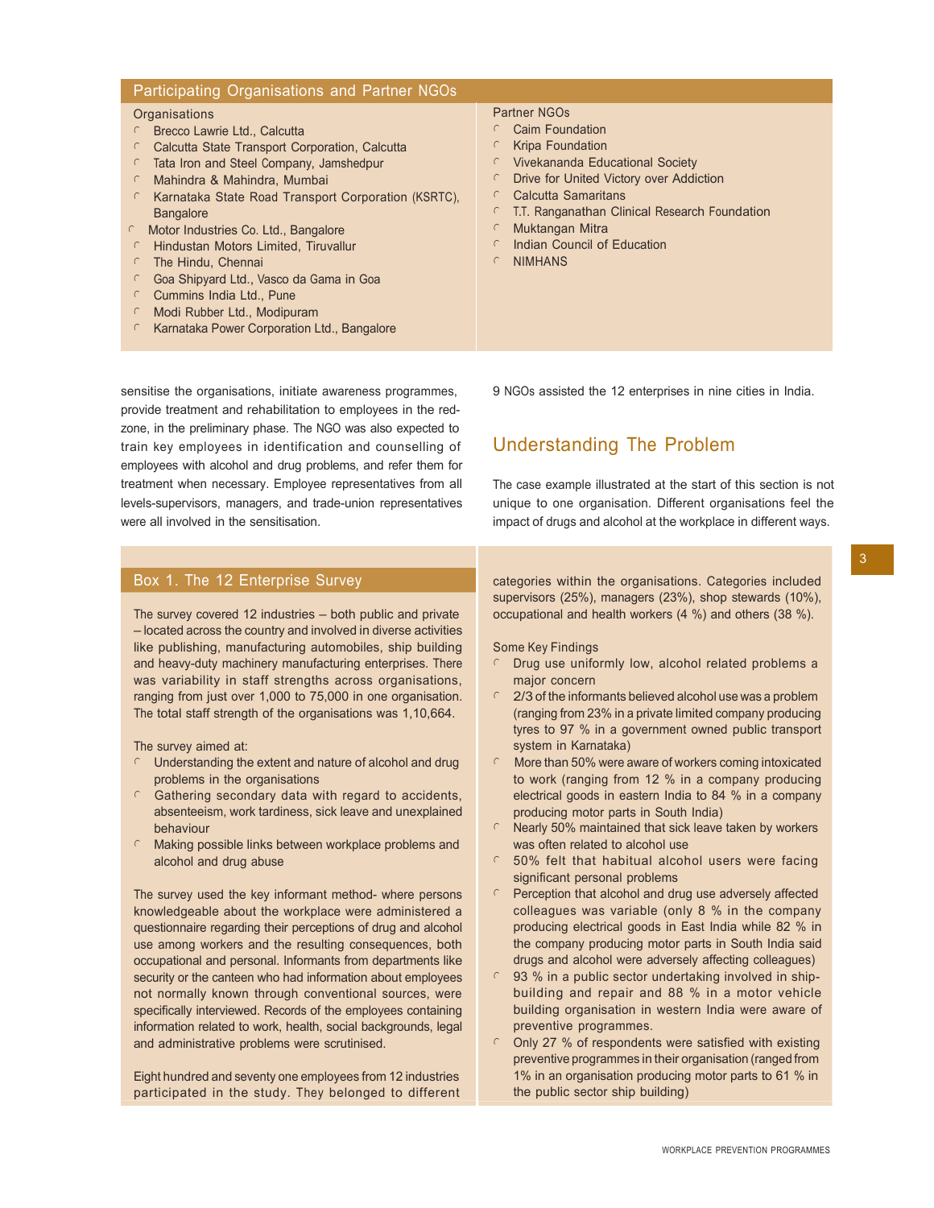## Participating Organisations and Partner NGOs

Organisations

- Brecco Lawrie Ltd., Calcutta
- Calcutta State Transport Corporation, Calcutta
- Tata Iron and Steel Company, Jamshedpur
- Mahindra & Mahindra, Mumbai
- Karnataka State Road Transport Corporation (KSRTC), Bangalore
- Motor Industries Co. Ltd., Bangalore
- Hindustan Motors Limited, Tiruvallur
- The Hindu, Chennai
- Goa Shipyard Ltd., Vasco da Gama in Goa
- Cummins India Ltd., Pune
- Modi Rubber Ltd., Modipuram
- Karnataka Power Corporation Ltd., Bangalore

Partner NGOs

- Caim Foundation
- Kripa Foundation
- Vivekananda Educational Society
- Drive for United Victory over Addiction
- Calcutta Samaritans
- T.T. Ranganathan Clinical Research Foundation
- Muktangan Mitra
- Indian Council of Education
- NIMHANS

sensitise the organisations, initiate awareness programmes, provide treatment and rehabilitation to employees in the red-zone, in the preliminary phase. The NGO was also expected to train key employees in identification and counselling of employees with alcohol and drug problems, and refer them for treatment when necessary. Employee representatives from all levels-supervisors, managers, and trade-union representatives were all involved in the sensitisation.

9 NGOs assisted the 12 enterprises in nine cities in India.

## Understanding The Problem

The case example illustrated at the start of this section is not unique to one organisation. Different organisations feel the impact of drugs and alcohol at the workplace in different ways.

### Box 1. The 12 Enterprise Survey

The survey covered 12 industries – both public and private – located across the country and involved in diverse activities like publishing, manufacturing automobiles, ship building and heavy-duty machinery manufacturing enterprises. There was variability in staff strengths across organisations, ranging from just over 1,000 to 75,000 in one organisation. The total staff strength of the organisations was 1,10,664.

The survey aimed at:

- Understanding the extent and nature of alcohol and drug problems in the organisations
- Gathering secondary data with regard to accidents, absenteeism, work tardiness, sick leave and unexplained behaviour
- Making possible links between workplace problems and alcohol and drug abuse

The survey used the key informant method- where persons knowledgeable about the workplace were administered a questionnaire regarding their perceptions of drug and alcohol use among workers and the resulting consequences, both occupational and personal. Informants from departments like security or the canteen who had information about employees not normally known through conventional sources, were specifically interviewed. Records of the employees containing information related to work, health, social backgrounds, legal and administrative problems were scrutinised.

Eight hundred and seventy one employees from 12 industries participated in the study. They belonged to different categories within the organisations. Categories included supervisors (25%), managers (23%), shop stewards (10%), occupational and health workers (4 %) and others (38 %).

Some Key Findings

- Drug use uniformly low, alcohol related problems a major concern
- 2/3 of the informants believed alcohol use was a problem (ranging from 23% in a private limited company producing tyres to 97 % in a government owned public transport system in Karnataka)
- More than 50% were aware of workers coming intoxicated to work (ranging from 12 % in a company producing electrical goods in eastern India to 84 % in a company producing motor parts in South India)
- Nearly 50% maintained that sick leave taken by workers was often related to alcohol use
- 50% felt that habitual alcohol users were facing significant personal problems
- Perception that alcohol and drug use adversely affected colleagues was variable (only 8 % in the company producing electrical goods in East India while 82 % in the company producing motor parts in South India said drugs and alcohol were adversely affecting colleagues)
- 93 % in a public sector undertaking involved in ship-building and repair and 88 % in a motor vehicle building organisation in western India were aware of preventive programmes.
- Only 27 % of respondents were satisfied with existing preventive programmes in their organisation (ranged from 1% in an organisation producing motor parts to 61 % in the public sector ship building)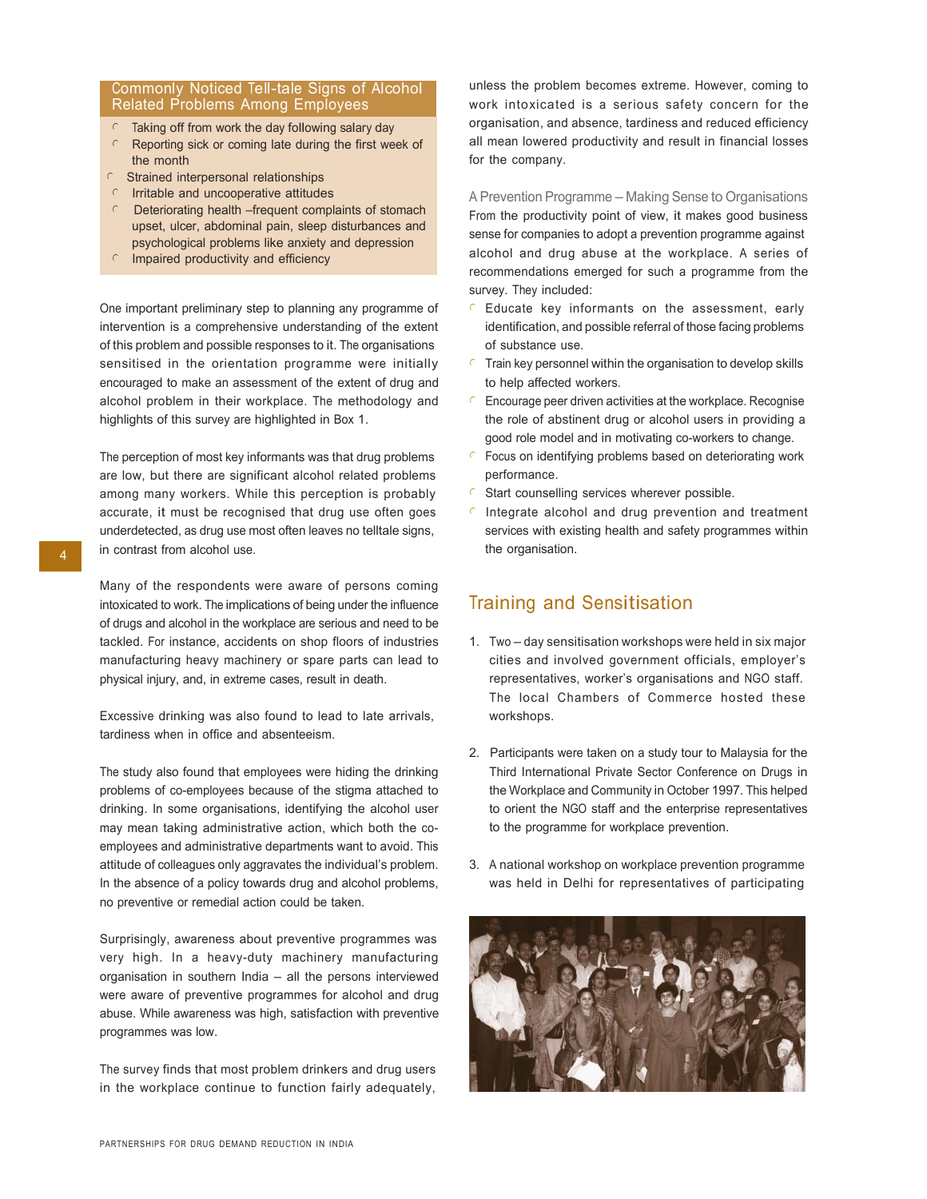### Commonly Noticed Tell-tale Signs of Alcohol Related Problems Among Employees

- Taking off from work the day following salary day
- Reporting sick or coming late during the first week of the month
- Strained interpersonal relationships
- Irritable and uncooperative attitudes
- Deteriorating health –frequent complaints of stomach upset, ulcer, abdominal pain, sleep disturbances and psychological problems like anxiety and depression
- Impaired productivity and efficiency

One important preliminary step to planning any programme of intervention is a comprehensive understanding of the extent of this problem and possible responses to it. The organisations sensitised in the orientation programme were initially encouraged to make an assessment of the extent of drug and alcohol problem in their workplace. The methodology and highlights of this survey are highlighted in Box 1.

The perception of most key informants was that drug problems are low, but there are significant alcohol related problems among many workers. While this perception is probably accurate, it must be recognised that drug use often goes underdetected, as drug use most often leaves no telltale signs, in contrast from alcohol use.

Many of the respondents were aware of persons coming intoxicated to work. The implications of being under the influence of drugs and alcohol in the workplace are serious and need to be tackled. For instance, accidents on shop floors of industries manufacturing heavy machinery or spare parts can lead to physical injury, and, in extreme cases, result in death.

Excessive drinking was also found to lead to late arrivals, tardiness when in office and absenteeism.

The study also found that employees were hiding the drinking problems of co-employees because of the stigma attached to drinking. In some organisations, identifying the alcohol user may mean taking administrative action, which both the co-employees and administrative departments want to avoid. This attitude of colleagues only aggravates the individual's problem. In the absence of a policy towards drug and alcohol problems, no preventive or remedial action could be taken.

Surprisingly, awareness about preventive programmes was very high. In a heavy-duty machinery manufacturing organisation in southern India – all the persons interviewed were aware of preventive programmes for alcohol and drug abuse. While awareness was high, satisfaction with preventive programmes was low.

The survey finds that most problem drinkers and drug users in the workplace continue to function fairly adequately, unless the problem becomes extreme. However, coming to work intoxicated is a serious safety concern for the organisation, and absence, tardiness and reduced efficiency all mean lowered productivity and result in financial losses for the company.

### A Prevention Programme – Making Sense to Organisations

From the productivity point of view, it makes good business sense for companies to adopt a prevention programme against alcohol and drug abuse at the workplace. A series of recommendations emerged for such a programme from the survey. They included:

- Educate key informants on the assessment, early identification, and possible referral of those facing problems of substance use.
- Train key personnel within the organisation to develop skills to help affected workers.
- Encourage peer driven activities at the workplace. Recognise the role of abstinent drug or alcohol users in providing a good role model and in motivating co-workers to change.
- Focus on identifying problems based on deteriorating work performance.
- Start counselling services wherever possible.
- Integrate alcohol and drug prevention and treatment services with existing health and safety programmes within the organisation.

## Training and Sensitisation

1. Two – day sensitisation workshops were held in six major cities and involved government officials, employer's representatives, worker's organisations and NGO staff. The local Chambers of Commerce hosted these workshops.

2. Participants were taken on a study tour to Malaysia for the Third International Private Sector Conference on Drugs in the Workplace and Community in October 1997. This helped to orient the NGO staff and the enterprise representatives to the programme for workplace prevention.

3. A national workshop on workplace prevention programme was held in Delhi for representatives of participating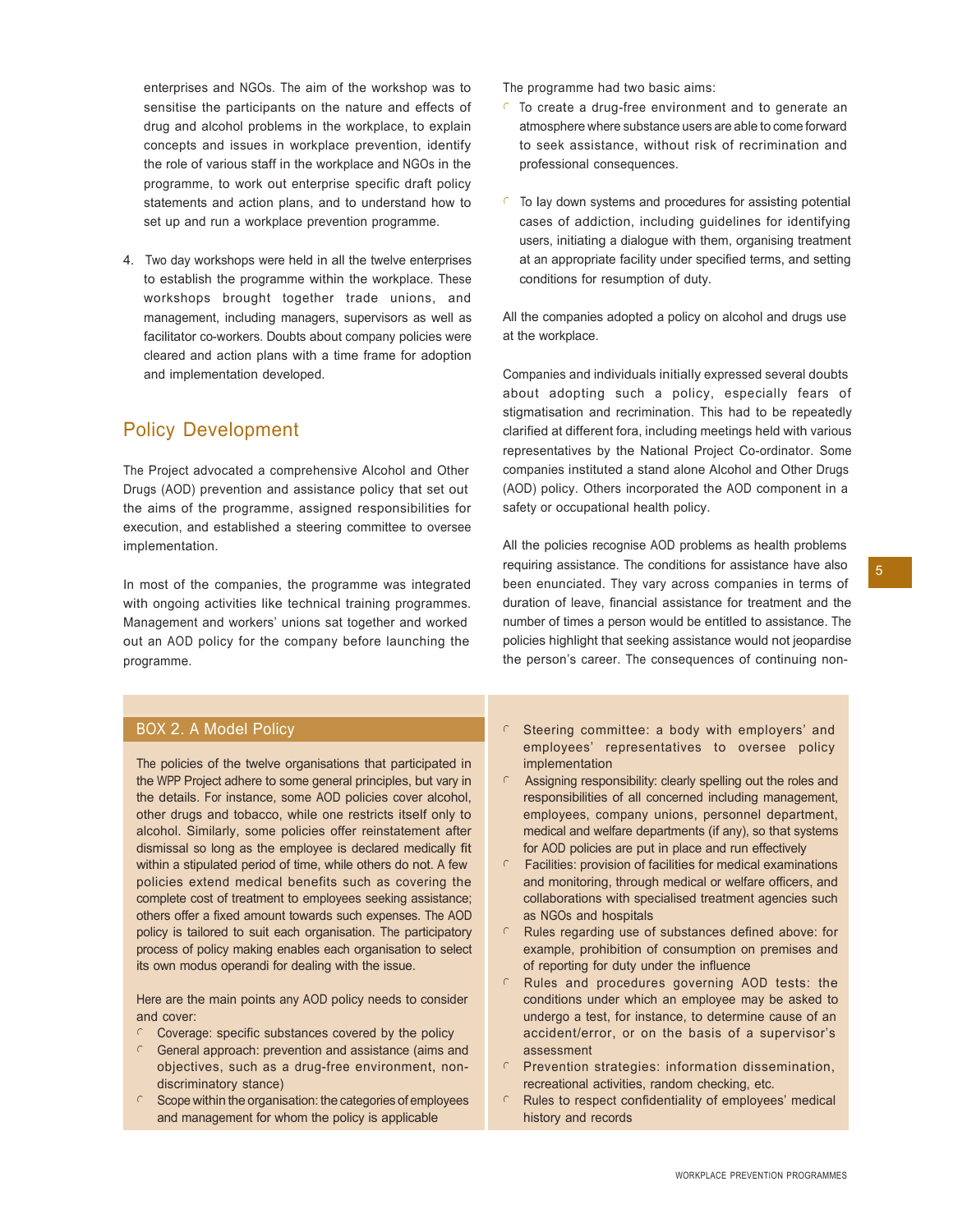enterprises and NGOs. The aim of the workshop was to sensitise the participants on the nature and effects of drug and alcohol problems in the workplace, to explain concepts and issues in workplace prevention, identify the role of various staff in the workplace and NGOs in the programme, to work out enterprise specific draft policy statements and action plans, and to understand how to set up and run a workplace prevention programme.

4. Two day workshops were held in all the twelve enterprises to establish the programme within the workplace. These workshops brought together trade unions, and management, including managers, supervisors as well as facilitator co-workers. Doubts about company policies were cleared and action plans with a time frame for adoption and implementation developed.

## Policy Development

The Project advocated a comprehensive Alcohol and Other Drugs (AOD) prevention and assistance policy that set out the aims of the programme, assigned responsibilities for execution, and established a steering committee to oversee implementation.

In most of the companies, the programme was integrated with ongoing activities like technical training programmes. Management and workers' unions sat together and worked out an AOD policy for the company before launching the programme.

The programme had two basic aims:

- To create a drug-free environment and to generate an atmosphere where substance users are able to come forward to seek assistance, without risk of recrimination and professional consequences.
- To lay down systems and procedures for assisting potential cases of addiction, including guidelines for identifying users, initiating a dialogue with them, organising treatment at an appropriate facility under specified terms, and setting conditions for resumption of duty.

All the companies adopted a policy on alcohol and drugs use at the workplace.

Companies and individuals initially expressed several doubts about adopting such a policy, especially fears of stigmatisation and recrimination. This had to be repeatedly clarified at different fora, including meetings held with various representatives by the National Project Co-ordinator. Some companies instituted a stand alone Alcohol and Other Drugs (AOD) policy. Others incorporated the AOD component in a safety or occupational health policy.

All the policies recognise AOD problems as health problems requiring assistance. The conditions for assistance have also been enunciated. They vary across companies in terms of duration of leave, financial assistance for treatment and the number of times a person would be entitled to assistance. The policies highlight that seeking assistance would not jeopardise the person's career. The consequences of continuing non-

### BOX 2. A Model Policy

The policies of the twelve organisations that participated in the WPP Project adhere to some general principles, but vary in the details. For instance, some AOD policies cover alcohol, other drugs and tobacco, while one restricts itself only to alcohol. Similarly, some policies offer reinstatement after dismissal so long as the employee is declared medically fit within a stipulated period of time, while others do not. A few policies extend medical benefits such as covering the complete cost of treatment to employees seeking assistance; others offer a fixed amount towards such expenses. The AOD policy is tailored to suit each organisation. The participatory process of policy making enables each organisation to select its own modus operandi for dealing with the issue.

Here are the main points any AOD policy needs to consider and cover:

- Coverage: specific substances covered by the policy
- General approach: prevention and assistance (aims and objectives, such as a drug-free environment, non-discriminatory stance)
- Scope within the organisation: the categories of employees and management for whom the policy is applicable
- Steering committee: a body with employers' and employees' representatives to oversee policy implementation
- Assigning responsibility: clearly spelling out the roles and responsibilities of all concerned including management, employees, company unions, personnel department, medical and welfare departments (if any), so that systems for AOD policies are put in place and run effectively
- Facilities: provision of facilities for medical examinations and monitoring, through medical or welfare officers, and collaborations with specialised treatment agencies such as NGOs and hospitals
- Rules regarding use of substances defined above: for example, prohibition of consumption on premises and of reporting for duty under the influence
- Rules and procedures governing AOD tests: the conditions under which an employee may be asked to undergo a test, for instance, to determine cause of an accident/error, or on the basis of a supervisor's assessment
- Prevention strategies: information dissemination, recreational activities, random checking, etc.
- Rules to respect confidentiality of employees' medical history and records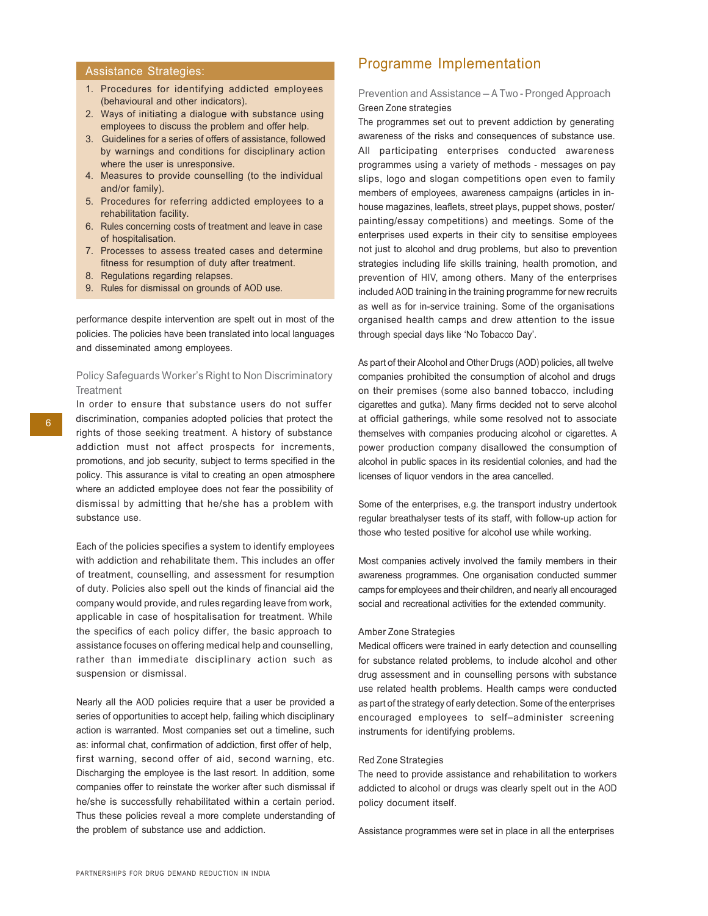## Assistance Strategies:

1. Procedures for identifying addicted employees (behavioural and other indicators).
2. Ways of initiating a dialogue with substance using employees to discuss the problem and offer help.
3. Guidelines for a series of offers of assistance, followed by warnings and conditions for disciplinary action where the user is unresponsive.
4. Measures to provide counselling (to the individual and/or family).
5. Procedures for referring addicted employees to a rehabilitation facility.
6. Rules concerning costs of treatment and leave in case of hospitalisation.
7. Processes to assess treated cases and determine fitness for resumption of duty after treatment.
8. Regulations regarding relapses.
9. Rules for dismissal on grounds of AOD use.

performance despite intervention are spelt out in most of the policies. The policies have been translated into local languages and disseminated among employees.

### Policy Safeguards Worker's Right to Non Discriminatory Treatment

In order to ensure that substance users do not suffer discrimination, companies adopted policies that protect the rights of those seeking treatment. A history of substance addiction must not affect prospects for increments, promotions, and job security, subject to terms specified in the policy. This assurance is vital to creating an open atmosphere where an addicted employee does not fear the possibility of dismissal by admitting that he/she has a problem with substance use.

Each of the policies specifies a system to identify employees with addiction and rehabilitate them. This includes an offer of treatment, counselling, and assessment for resumption of duty. Policies also spell out the kinds of financial aid the company would provide, and rules regarding leave from work, applicable in case of hospitalisation for treatment. While the specifics of each policy differ, the basic approach to assistance focuses on offering medical help and counselling, rather than immediate disciplinary action such as suspension or dismissal.

Nearly all the AOD policies require that a user be provided a series of opportunities to accept help, failing which disciplinary action is warranted. Most companies set out a timeline, such as: informal chat, confirmation of addiction, first offer of help, first warning, second offer of aid, second warning, etc. Discharging the employee is the last resort. In addition, some companies offer to reinstate the worker after such dismissal if he/she is successfully rehabilitated within a certain period. Thus these policies reveal a more complete understanding of the problem of substance use and addiction.

## Programme Implementation

### Prevention and Assistance – A Two - Pronged Approach

#### Green Zone strategies

The programmes set out to prevent addiction by generating awareness of the risks and consequences of substance use. All participating enterprises conducted awareness programmes using a variety of methods - messages on pay slips, logo and slogan competitions open even to family members of employees, awareness campaigns (articles in in-house magazines, leaflets, street plays, puppet shows, poster/ painting/essay competitions) and meetings. Some of the enterprises used experts in their city to sensitise employees not just to alcohol and drug problems, but also to prevention strategies including life skills training, health promotion, and prevention of HIV, among others. Many of the enterprises included AOD training in the training programme for new recruits as well as for in-service training. Some of the organisations organised health camps and drew attention to the issue through special days like 'No Tobacco Day'.

As part of their Alcohol and Other Drugs (AOD) policies, all twelve companies prohibited the consumption of alcohol and drugs on their premises (some also banned tobacco, including cigarettes and gutka). Many firms decided not to serve alcohol at official gatherings, while some resolved not to associate themselves with companies producing alcohol or cigarettes. A power production company disallowed the consumption of alcohol in public spaces in its residential colonies, and had the licenses of liquor vendors in the area cancelled.

Some of the enterprises, e.g. the transport industry undertook regular breathalyser tests of its staff, with follow-up action for those who tested positive for alcohol use while working.

Most companies actively involved the family members in their awareness programmes. One organisation conducted summer camps for employees and their children, and nearly all encouraged social and recreational activities for the extended community.

#### Amber Zone Strategies

Medical officers were trained in early detection and counselling for substance related problems, to include alcohol and other drug assessment and in counselling persons with substance use related health problems. Health camps were conducted as part of the strategy of early detection. Some of the enterprises encouraged employees to self–administer screening instruments for identifying problems.

#### Red Zone Strategies

The need to provide assistance and rehabilitation to workers addicted to alcohol or drugs was clearly spelt out in the AOD policy document itself.

Assistance programmes were set in place in all the enterprises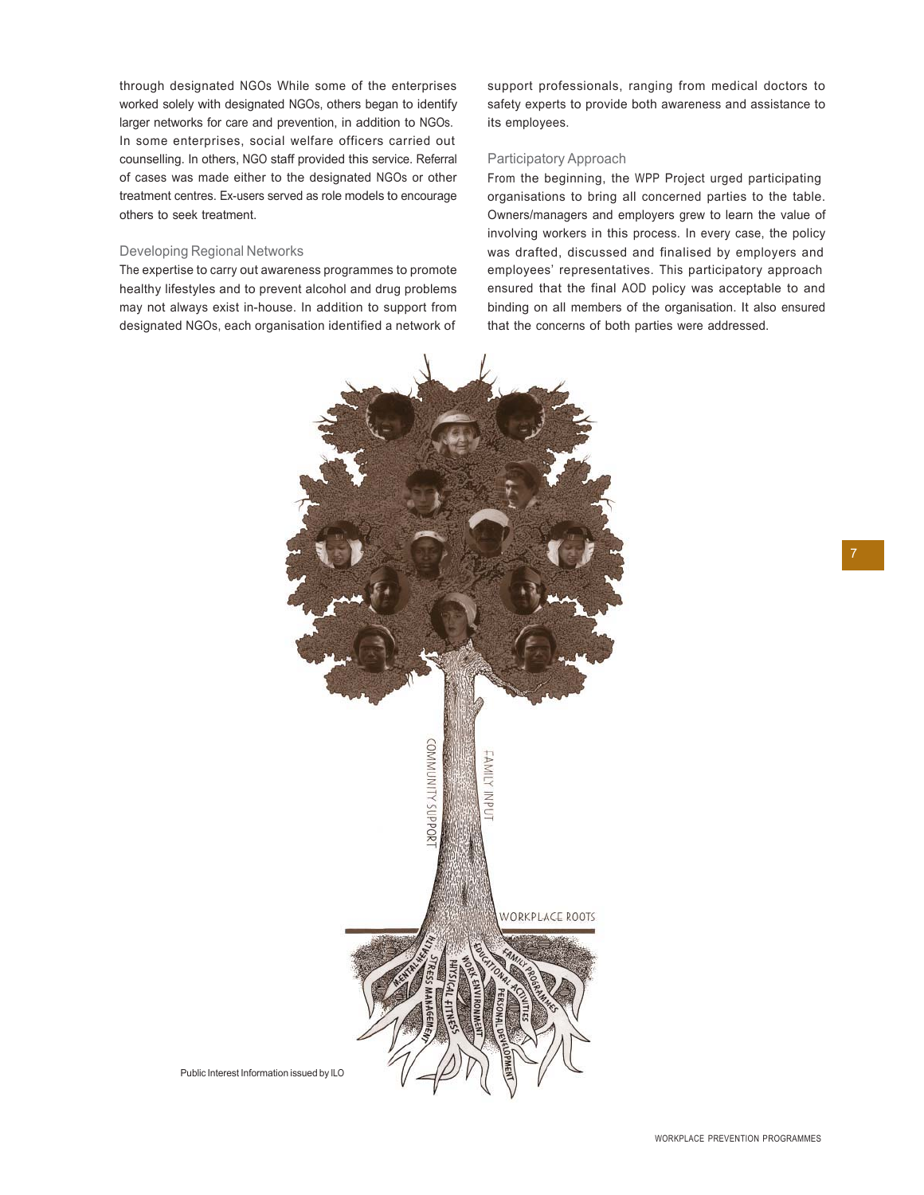through designated NGOs While some of the enterprises worked solely with designated NGOs, others began to identify larger networks for care and prevention, in addition to NGOs. In some enterprises, social welfare officers carried out counselling. In others, NGO staff provided this service. Referral of cases was made either to the designated NGOs or other treatment centres. Ex-users served as role models to encourage others to seek treatment.

### Developing Regional Networks

The expertise to carry out awareness programmes to promote healthy lifestyles and to prevent alcohol and drug problems may not always exist in-house. In addition to support from designated NGOs, each organisation identified a network of support professionals, ranging from medical doctors to safety experts to provide both awareness and assistance to its employees.

### Participatory Approach

From the beginning, the WPP Project urged participating organisations to bring all concerned parties to the table. Owners/managers and employers grew to learn the value of involving workers in this process. In every case, the policy was drafted, discussed and finalised by employers and employees' representatives. This participatory approach ensured that the final AOD policy was acceptable to and binding on all members of the organisation. It also ensured that the concerns of both parties were addressed.

COMMUNITY SUPPORT

FAMILY INPUT

WORKPLACE ROOTS

MENTAL HEALTH

STRESS MANAGEMENT

PHYSICAL FITNESS

WORK ENVIRONMENT

EDUCATIONAL ACTIVITIES

PERSONAL DEVELOPMENT

FAMILY PROGRAMMES

Public Interest Information issued by ILO